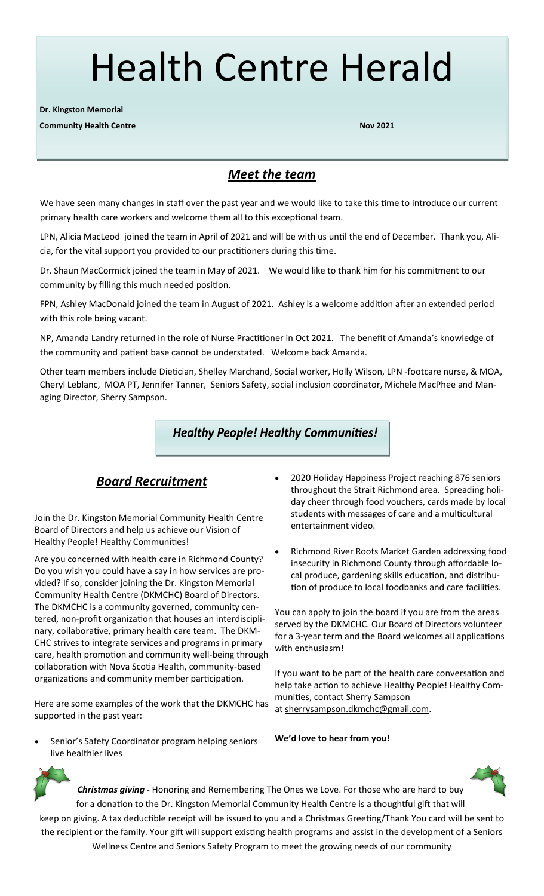# Health Centre Herald

**Dr. Kingston Memorial**

**Community Health Centre** **Nov 2021**

## *Meet the team*

We have seen many changes in staff over the past year and we would like to take this time to introduce our current primary health care workers and welcome them all to this exceptional team.

LPN, Alicia MacLeod joined the team in April of 2021 and will be with us until the end of December. Thank you, Alicia, for the vital support you provided to our practitioners during this time.

Dr. Shaun MacCormick joined the team in May of 2021. We would like to thank him for his commitment to our community by filling this much needed position.

FPN, Ashley MacDonald joined the team in August of 2021. Ashley is a welcome addition after an extended period with this role being vacant.

NP, Amanda Landry returned in the role of Nurse Practitioner in Oct 2021. The benefit of Amanda's knowledge of the community and patient base cannot be understated. Welcome back Amanda.

Other team members include Dietician, Shelley Marchand, Social worker, Holly Wilson, LPN -footcare nurse, & MOA, Cheryl Leblanc, MOA PT, Jennifer Tanner, Seniors Safety, social inclusion coordinator, Michele MacPhee and Managing Director, Sherry Sampson.

***Healthy People! Healthy Communities!***

## *Board Recruitment*

Join the Dr. Kingston Memorial Community Health Centre Board of Directors and help us achieve our Vision of Healthy People! Healthy Communities!

Are you concerned with health care in Richmond County? Do you wish you could have a say in how services are provided? If so, consider joining the Dr. Kingston Memorial Community Health Centre (DKMCHC) Board of Directors. The DKMCHC is a community governed, community centered, non-profit organization that houses an interdisciplinary, collaborative, primary health care team. The DKMCHC strives to integrate services and programs in primary care, health promotion and community well-being through collaboration with Nova Scotia Health, community-based organizations and community member participation.

Here are some examples of the work that the DKMCHC has supported in the past year:

- Senior's Safety Coordinator program helping seniors live healthier lives
- 2020 Holiday Happiness Project reaching 876 seniors throughout the Strait Richmond area. Spreading holiday cheer through food vouchers, cards made by local students with messages of care and a multicultural entertainment video.
- Richmond River Roots Market Garden addressing food insecurity in Richmond County through affordable local produce, gardening skills education, and distribution of produce to local foodbanks and care facilities.

You can apply to join the board if you are from the areas served by the DKMCHC. Our Board of Directors volunteer for a 3-year term and the Board welcomes all applications with enthusiasm!

If you want to be part of the health care conversation and help take action to achieve Healthy People! Healthy Communities, contact Sherry Sampson at sherrysampson.dkmchc@gmail.com.

**We'd love to hear from you!**

***Christmas giving -*** Honoring and Remembering The Ones we Love. For those who are hard to buy for a donation to the Dr. Kingston Memorial Community Health Centre is a thoughtful gift that will keep on giving. A tax deductible receipt will be issued to you and a Christmas Greeting/Thank You card will be sent to the recipient or the family. Your gift will support existing health programs and assist in the development of a Seniors Wellness Centre and Seniors Safety Program to meet the growing needs of our community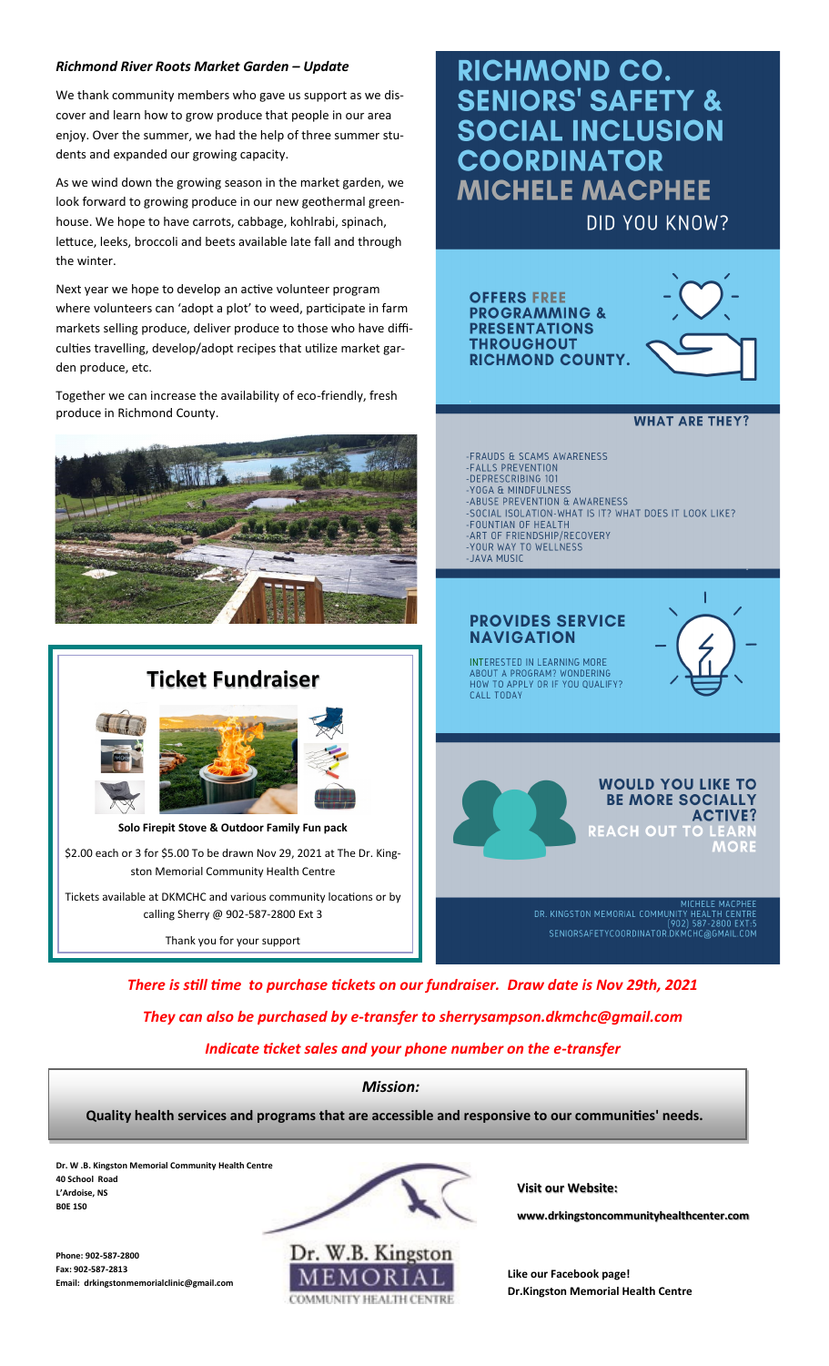### *Richmond River Roots Market Garden – Update*

We thank community members who gave us support as we discover and learn how to grow produce that people in our area enjoy. Over the summer, we had the help of three summer students and expanded our growing capacity.

As we wind down the growing season in the market garden, we look forward to growing produce in our new geothermal greenhouse. We hope to have carrots, cabbage, kohlrabi, spinach, lettuce, leeks, broccoli and beets available late fall and through the winter.

Next year we hope to develop an active volunteer program where volunteers can 'adopt a plot' to weed, participate in farm markets selling produce, deliver produce to those who have difficulties travelling, develop/adopt recipes that utilize market garden produce, etc.

Together we can increase the availability of eco-friendly, fresh produce in Richmond County.

## Ticket Fundraiser

**Solo Firepit Stove & Outdoor Family Fun pack**

$2.00 each or 3 for $5.00 To be drawn Nov 29, 2021 at The Dr. Kingston Memorial Community Health Centre

Tickets available at DKMCHC and various community locations or by calling Sherry @ 902-587-2800 Ext 3

Thank you for your support

# RICHMOND CO. SENIORS' SAFETY & SOCIAL INCLUSION COORDINATOR MICHELE MACPHEE

## DID YOU KNOW?

**OFFERS FREE PROGRAMMING & PRESENTATIONS THROUGHOUT RICHMOND COUNTY.**

**WHAT ARE THEY?**

- FRAUDS & SCAMS AWARENESS
- FALLS PREVENTION
- DEPRESCRIBING 101
- YOGA & MINDFULNESS
- ABUSE PREVENTION & AWARENESS
- SOCIAL ISOLATION-WHAT IS IT? WHAT DOES IT LOOK LIKE?
- FOUNTIAN OF HEALTH
- ART OF FRIENDSHIP/RECOVERY
- YOUR WAY TO WELLNESS
- JAVA MUSIC

**PROVIDES SERVICE NAVIGATION**

INTERESTED IN LEARNING MORE ABOUT A PROGRAM? WONDERING HOW TO APPLY OR IF YOU QUALIFY? CALL TODAY

**WOULD YOU LIKE TO BE MORE SOCIALLY ACTIVE? REACH OUT TO LEARN MORE**

MICHELE MACPHEE
DR. KINGSTON MEMORIAL COMMUNITY HEALTH CENTRE
(902) 587-2800 EXT:5
SENIORSAFETYCOORDINATOR.DKMCHC@GMAIL.COM

*There is still time to purchase tickets on our fundraiser. Draw date is Nov 29th, 2021*

*They can also be purchased by e-transfer to sherrysampson.dkmchc@gmail.com*

*Indicate ticket sales and your phone number on the e-transfer*

*Mission:*

**Quality health services and programs that are accessible and responsive to our communities' needs.**

**Dr. W .B. Kingston Memorial Community Health Centre**
**40 School Road**
**L'Ardoise, NS**
**B0E 1S0**

**Phone: 902-587-2800**
**Fax: 902-587-2813**
**Email: drkingstonmemorialclinic@gmail.com**

Dr. W.B. Kingston MEMORIAL COMMUNITY HEALTH CENTRE

**Visit our Website:**

**www.drkingstoncommunityhealthcenter.com**

**Like our Facebook page!**
**Dr.Kingston Memorial Health Centre**